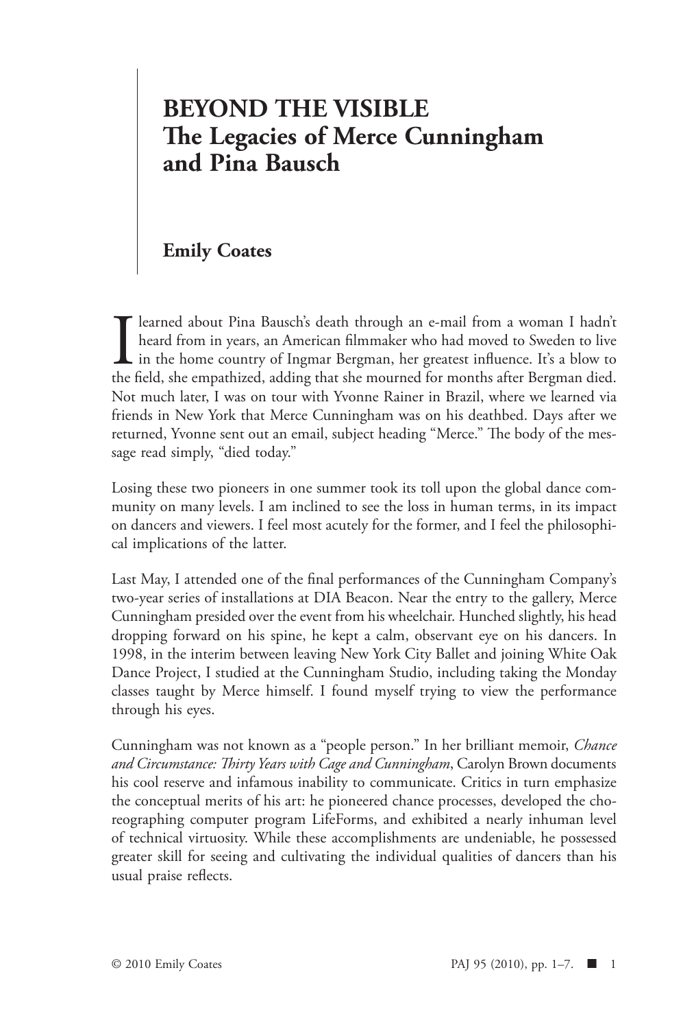# BEYOND THE VISIBLE
## The Legacies of Merce Cunningham and Pina Bausch

**Emily Coates**

I learned about Pina Bausch's death through an e-mail from a woman I hadn't heard from in years, an American filmmaker who had moved to Sweden to live in the home country of Ingmar Bergman, her greatest influence. It's a blow to the field, she empathized, adding that she mourned for months after Bergman died. Not much later, I was on tour with Yvonne Rainer in Brazil, where we learned via friends in New York that Merce Cunningham was on his deathbed. Days after we returned, Yvonne sent out an email, subject heading "Merce." The body of the message read simply, "died today."

Losing these two pioneers in one summer took its toll upon the global dance community on many levels. I am inclined to see the loss in human terms, in its impact on dancers and viewers. I feel most acutely for the former, and I feel the philosophical implications of the latter.

Last May, I attended one of the final performances of the Cunningham Company's two-year series of installations at DIA Beacon. Near the entry to the gallery, Merce Cunningham presided over the event from his wheelchair. Hunched slightly, his head dropping forward on his spine, he kept a calm, observant eye on his dancers. In 1998, in the interim between leaving New York City Ballet and joining White Oak Dance Project, I studied at the Cunningham Studio, including taking the Monday classes taught by Merce himself. I found myself trying to view the performance through his eyes.

Cunningham was not known as a "people person." In her brilliant memoir, *Chance and Circumstance: Thirty Years with Cage and Cunningham*, Carolyn Brown documents his cool reserve and infamous inability to communicate. Critics in turn emphasize the conceptual merits of his art: he pioneered chance processes, developed the choreographing computer program LifeForms, and exhibited a nearly inhuman level of technical virtuosity. While these accomplishments are undeniable, he possessed greater skill for seeing and cultivating the individual qualities of dancers than his usual praise reflects.

© 2010 Emily Coates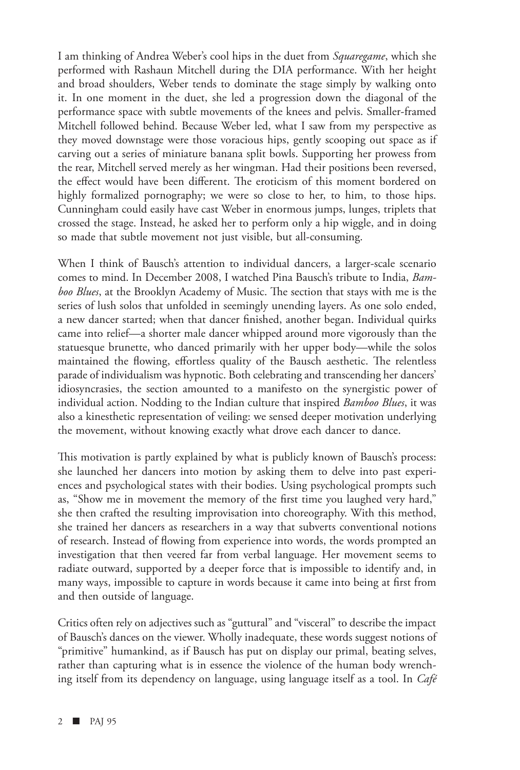I am thinking of Andrea Weber's cool hips in the duet from *Squaregame*, which she performed with Rashaun Mitchell during the DIA performance. With her height and broad shoulders, Weber tends to dominate the stage simply by walking onto it. In one moment in the duet, she led a progression down the diagonal of the performance space with subtle movements of the knees and pelvis. Smaller-framed Mitchell followed behind. Because Weber led, what I saw from my perspective as they moved downstage were those voracious hips, gently scooping out space as if carving out a series of miniature banana split bowls. Supporting her prowess from the rear, Mitchell served merely as her wingman. Had their positions been reversed, the effect would have been different. The eroticism of this moment bordered on highly formalized pornography; we were so close to her, to him, to those hips. Cunningham could easily have cast Weber in enormous jumps, lunges, triplets that crossed the stage. Instead, he asked her to perform only a hip wiggle, and in doing so made that subtle movement not just visible, but all-consuming.

When I think of Bausch's attention to individual dancers, a larger-scale scenario comes to mind. In December 2008, I watched Pina Bausch's tribute to India, *Bamboo Blues*, at the Brooklyn Academy of Music. The section that stays with me is the series of lush solos that unfolded in seemingly unending layers. As one solo ended, a new dancer started; when that dancer finished, another began. Individual quirks came into relief—a shorter male dancer whipped around more vigorously than the statuesque brunette, who danced primarily with her upper body—while the solos maintained the flowing, effortless quality of the Bausch aesthetic. The relentless parade of individualism was hypnotic. Both celebrating and transcending her dancers' idiosyncrasies, the section amounted to a manifesto on the synergistic power of individual action. Nodding to the Indian culture that inspired *Bamboo Blues*, it was also a kinesthetic representation of veiling: we sensed deeper motivation underlying the movement, without knowing exactly what drove each dancer to dance.

This motivation is partly explained by what is publicly known of Bausch's process: she launched her dancers into motion by asking them to delve into past experiences and psychological states with their bodies. Using psychological prompts such as, "Show me in movement the memory of the first time you laughed very hard," she then crafted the resulting improvisation into choreography. With this method, she trained her dancers as researchers in a way that subverts conventional notions of research. Instead of flowing from experience into words, the words prompted an investigation that then veered far from verbal language. Her movement seems to radiate outward, supported by a deeper force that is impossible to identify and, in many ways, impossible to capture in words because it came into being at first from and then outside of language.

Critics often rely on adjectives such as "guttural" and "visceral" to describe the impact of Bausch's dances on the viewer. Wholly inadequate, these words suggest notions of "primitive" humankind, as if Bausch has put on display our primal, beating selves, rather than capturing what is in essence the violence of the human body wrenching itself from its dependency on language, using language itself as a tool. In *Café*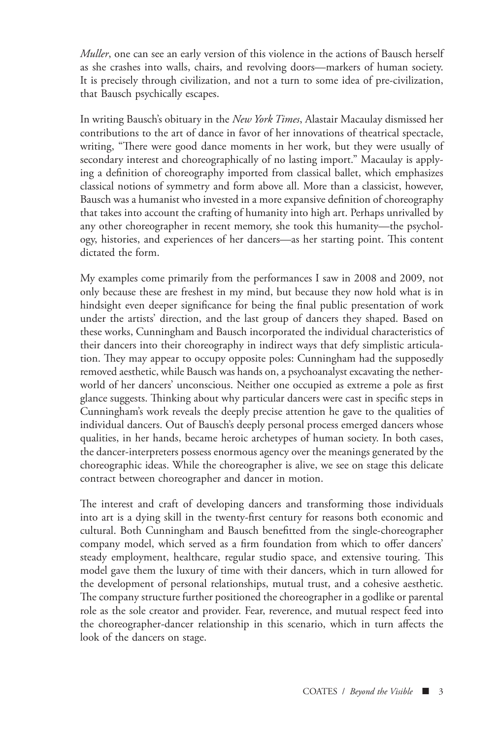*Muller*, one can see an early version of this violence in the actions of Bausch herself as she crashes into walls, chairs, and revolving doors—markers of human society. It is precisely through civilization, and not a turn to some idea of pre-civilization, that Bausch psychically escapes.

In writing Bausch's obituary in the *New York Times*, Alastair Macaulay dismissed her contributions to the art of dance in favor of her innovations of theatrical spectacle, writing, "There were good dance moments in her work, but they were usually of secondary interest and choreographically of no lasting import." Macaulay is applying a definition of choreography imported from classical ballet, which emphasizes classical notions of symmetry and form above all. More than a classicist, however, Bausch was a humanist who invested in a more expansive definition of choreography that takes into account the crafting of humanity into high art. Perhaps unrivalled by any other choreographer in recent memory, she took this humanity—the psychology, histories, and experiences of her dancers—as her starting point. This content dictated the form.

My examples come primarily from the performances I saw in 2008 and 2009, not only because these are freshest in my mind, but because they now hold what is in hindsight even deeper significance for being the final public presentation of work under the artists' direction, and the last group of dancers they shaped. Based on these works, Cunningham and Bausch incorporated the individual characteristics of their dancers into their choreography in indirect ways that defy simplistic articulation. They may appear to occupy opposite poles: Cunningham had the supposedly removed aesthetic, while Bausch was hands on, a psychoanalyst excavating the netherworld of her dancers' unconscious. Neither one occupied as extreme a pole as first glance suggests. Thinking about why particular dancers were cast in specific steps in Cunningham's work reveals the deeply precise attention he gave to the qualities of individual dancers. Out of Bausch's deeply personal process emerged dancers whose qualities, in her hands, became heroic archetypes of human society. In both cases, the dancer-interpreters possess enormous agency over the meanings generated by the choreographic ideas. While the choreographer is alive, we see on stage this delicate contract between choreographer and dancer in motion.

The interest and craft of developing dancers and transforming those individuals into art is a dying skill in the twenty-first century for reasons both economic and cultural. Both Cunningham and Bausch benefitted from the single-choreographer company model, which served as a firm foundation from which to offer dancers' steady employment, healthcare, regular studio space, and extensive touring. This model gave them the luxury of time with their dancers, which in turn allowed for the development of personal relationships, mutual trust, and a cohesive aesthetic. The company structure further positioned the choreographer in a godlike or parental role as the sole creator and provider. Fear, reverence, and mutual respect feed into the choreographer-dancer relationship in this scenario, which in turn affects the look of the dancers on stage.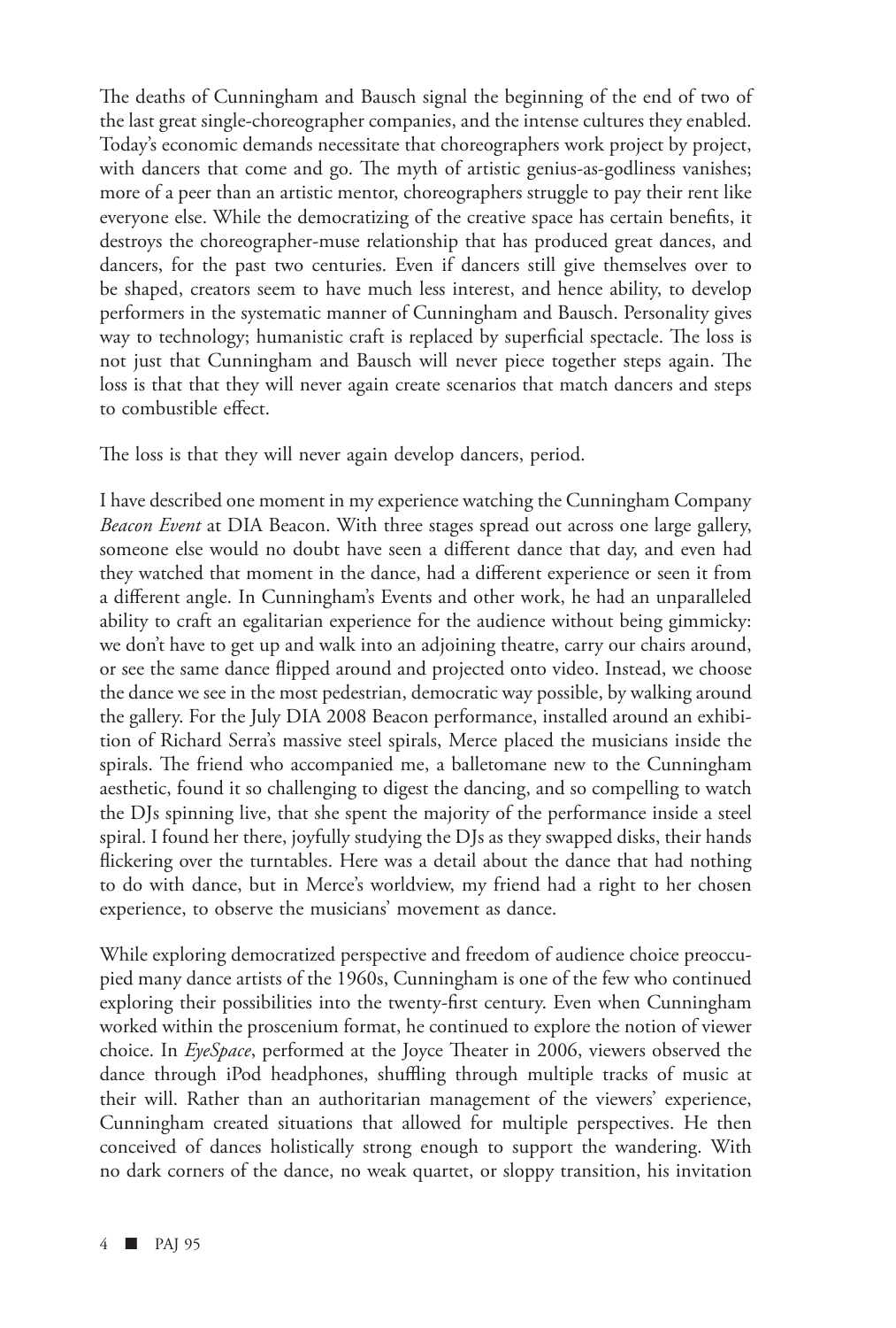The deaths of Cunningham and Bausch signal the beginning of the end of two of the last great single-choreographer companies, and the intense cultures they enabled. Today's economic demands necessitate that choreographers work project by project, with dancers that come and go. The myth of artistic genius-as-godliness vanishes; more of a peer than an artistic mentor, choreographers struggle to pay their rent like everyone else. While the democratizing of the creative space has certain benefits, it destroys the choreographer-muse relationship that has produced great dances, and dancers, for the past two centuries. Even if dancers still give themselves over to be shaped, creators seem to have much less interest, and hence ability, to develop performers in the systematic manner of Cunningham and Bausch. Personality gives way to technology; humanistic craft is replaced by superficial spectacle. The loss is not just that Cunningham and Bausch will never piece together steps again. The loss is that that they will never again create scenarios that match dancers and steps to combustible effect.

The loss is that they will never again develop dancers, period.

I have described one moment in my experience watching the Cunningham Company *Beacon Event* at DIA Beacon. With three stages spread out across one large gallery, someone else would no doubt have seen a different dance that day, and even had they watched that moment in the dance, had a different experience or seen it from a different angle. In Cunningham's Events and other work, he had an unparalleled ability to craft an egalitarian experience for the audience without being gimmicky: we don't have to get up and walk into an adjoining theatre, carry our chairs around, or see the same dance flipped around and projected onto video. Instead, we choose the dance we see in the most pedestrian, democratic way possible, by walking around the gallery. For the July DIA 2008 Beacon performance, installed around an exhibition of Richard Serra's massive steel spirals, Merce placed the musicians inside the spirals. The friend who accompanied me, a balletomane new to the Cunningham aesthetic, found it so challenging to digest the dancing, and so compelling to watch the DJs spinning live, that she spent the majority of the performance inside a steel spiral. I found her there, joyfully studying the DJs as they swapped disks, their hands flickering over the turntables. Here was a detail about the dance that had nothing to do with dance, but in Merce's worldview, my friend had a right to her chosen experience, to observe the musicians' movement as dance.

While exploring democratized perspective and freedom of audience choice preoccupied many dance artists of the 1960s, Cunningham is one of the few who continued exploring their possibilities into the twenty-first century. Even when Cunningham worked within the proscenium format, he continued to explore the notion of viewer choice. In *EyeSpace*, performed at the Joyce Theater in 2006, viewers observed the dance through iPod headphones, shuffling through multiple tracks of music at their will. Rather than an authoritarian management of the viewers' experience, Cunningham created situations that allowed for multiple perspectives. He then conceived of dances holistically strong enough to support the wandering. With no dark corners of the dance, no weak quartet, or sloppy transition, his invitation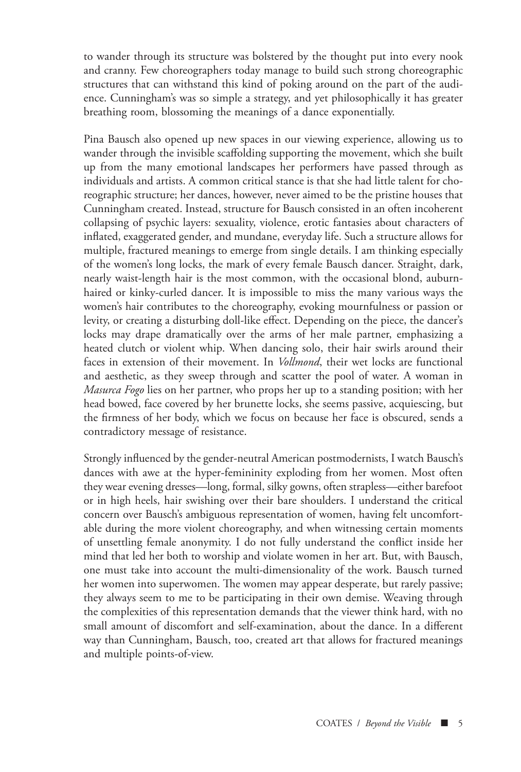to wander through its structure was bolstered by the thought put into every nook and cranny. Few choreographers today manage to build such strong choreographic structures that can withstand this kind of poking around on the part of the audience. Cunningham's was so simple a strategy, and yet philosophically it has greater breathing room, blossoming the meanings of a dance exponentially.

Pina Bausch also opened up new spaces in our viewing experience, allowing us to wander through the invisible scaffolding supporting the movement, which she built up from the many emotional landscapes her performers have passed through as individuals and artists. A common critical stance is that she had little talent for choreographic structure; her dances, however, never aimed to be the pristine houses that Cunningham created. Instead, structure for Bausch consisted in an often incoherent collapsing of psychic layers: sexuality, violence, erotic fantasies about characters of inflated, exaggerated gender, and mundane, everyday life. Such a structure allows for multiple, fractured meanings to emerge from single details. I am thinking especially of the women's long locks, the mark of every female Bausch dancer. Straight, dark, nearly waist-length hair is the most common, with the occasional blond, auburn-haired or kinky-curled dancer. It is impossible to miss the many various ways the women's hair contributes to the choreography, evoking mournfulness or passion or levity, or creating a disturbing doll-like effect. Depending on the piece, the dancer's locks may drape dramatically over the arms of her male partner, emphasizing a heated clutch or violent whip. When dancing solo, their hair swirls around their faces in extension of their movement. In *Vollmond*, their wet locks are functional and aesthetic, as they sweep through and scatter the pool of water. A woman in *Masurca Fogo* lies on her partner, who props her up to a standing position; with her head bowed, face covered by her brunette locks, she seems passive, acquiescing, but the firmness of her body, which we focus on because her face is obscured, sends a contradictory message of resistance.

Strongly influenced by the gender-neutral American postmodernists, I watch Bausch's dances with awe at the hyper-femininity exploding from her women. Most often they wear evening dresses—long, formal, silky gowns, often strapless—either barefoot or in high heels, hair swishing over their bare shoulders. I understand the critical concern over Bausch's ambiguous representation of women, having felt uncomfortable during the more violent choreography, and when witnessing certain moments of unsettling female anonymity. I do not fully understand the conflict inside her mind that led her both to worship and violate women in her art. But, with Bausch, one must take into account the multi-dimensionality of the work. Bausch turned her women into superwomen. The women may appear desperate, but rarely passive; they always seem to me to be participating in their own demise. Weaving through the complexities of this representation demands that the viewer think hard, with no small amount of discomfort and self-examination, about the dance. In a different way than Cunningham, Bausch, too, created art that allows for fractured meanings and multiple points-of-view.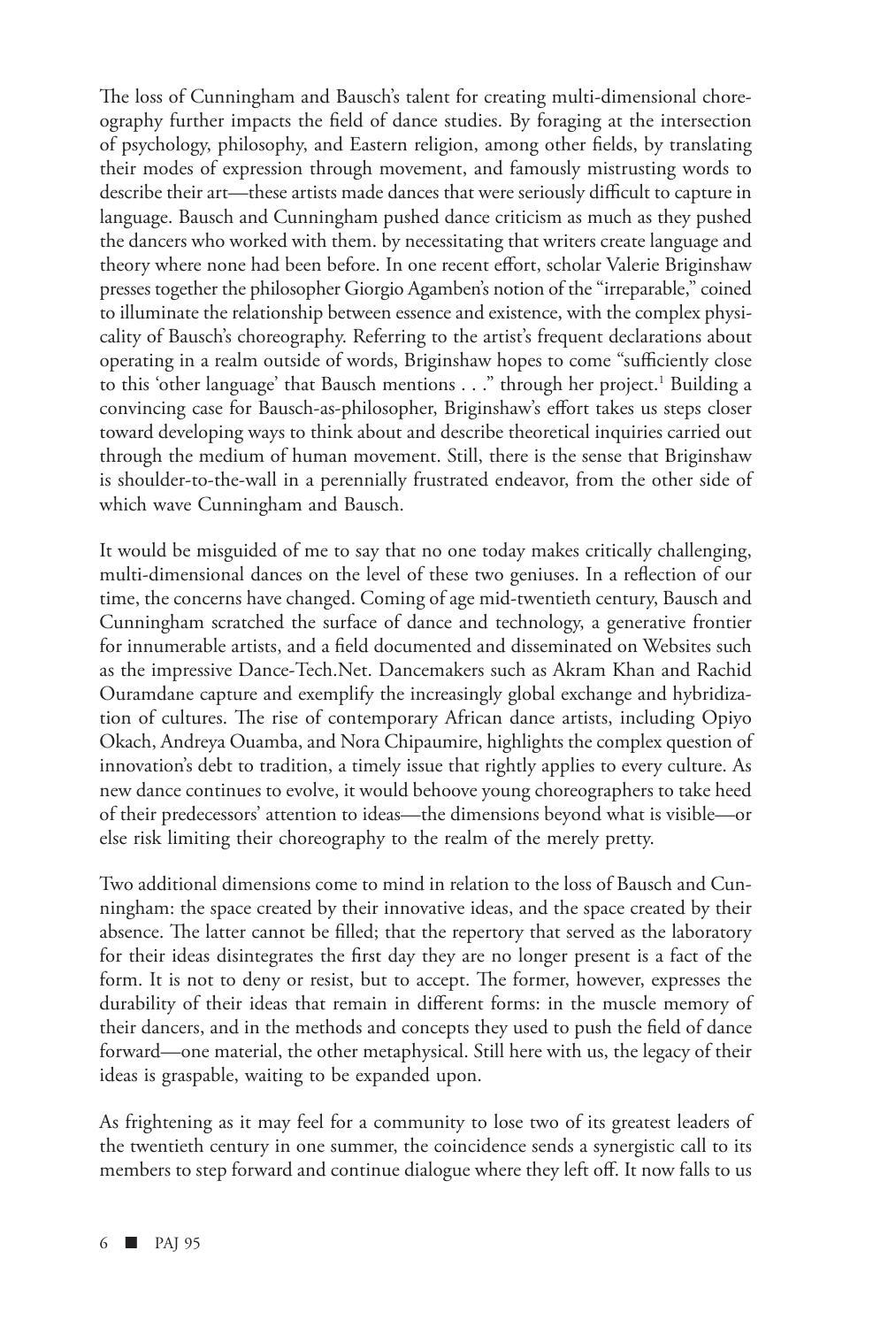The loss of Cunningham and Bausch's talent for creating multi-dimensional choreography further impacts the field of dance studies. By foraging at the intersection of psychology, philosophy, and Eastern religion, among other fields, by translating their modes of expression through movement, and famously mistrusting words to describe their art—these artists made dances that were seriously difficult to capture in language. Bausch and Cunningham pushed dance criticism as much as they pushed the dancers who worked with them. by necessitating that writers create language and theory where none had been before. In one recent effort, scholar Valerie Briginshaw presses together the philosopher Giorgio Agamben's notion of the "irreparable," coined to illuminate the relationship between essence and existence, with the complex physicality of Bausch's choreography. Referring to the artist's frequent declarations about operating in a realm outside of words, Briginshaw hopes to come "sufficiently close to this 'other language' that Bausch mentions . . ." through her project.[1] Building a convincing case for Bausch-as-philosopher, Briginshaw's effort takes us steps closer toward developing ways to think about and describe theoretical inquiries carried out through the medium of human movement. Still, there is the sense that Briginshaw is shoulder-to-the-wall in a perennially frustrated endeavor, from the other side of which wave Cunningham and Bausch.

It would be misguided of me to say that no one today makes critically challenging, multi-dimensional dances on the level of these two geniuses. In a reflection of our time, the concerns have changed. Coming of age mid-twentieth century, Bausch and Cunningham scratched the surface of dance and technology, a generative frontier for innumerable artists, and a field documented and disseminated on Websites such as the impressive Dance-Tech.Net. Dancemakers such as Akram Khan and Rachid Ouramdane capture and exemplify the increasingly global exchange and hybridization of cultures. The rise of contemporary African dance artists, including Opiyo Okach, Andreya Ouamba, and Nora Chipaumire, highlights the complex question of innovation's debt to tradition, a timely issue that rightly applies to every culture. As new dance continues to evolve, it would behoove young choreographers to take heed of their predecessors' attention to ideas—the dimensions beyond what is visible—or else risk limiting their choreography to the realm of the merely pretty.

Two additional dimensions come to mind in relation to the loss of Bausch and Cunningham: the space created by their innovative ideas, and the space created by their absence. The latter cannot be filled; that the repertory that served as the laboratory for their ideas disintegrates the first day they are no longer present is a fact of the form. It is not to deny or resist, but to accept. The former, however, expresses the durability of their ideas that remain in different forms: in the muscle memory of their dancers, and in the methods and concepts they used to push the field of dance forward—one material, the other metaphysical. Still here with us, the legacy of their ideas is graspable, waiting to be expanded upon.

As frightening as it may feel for a community to lose two of its greatest leaders of the twentieth century in one summer, the coincidence sends a synergistic call to its members to step forward and continue dialogue where they left off. It now falls to us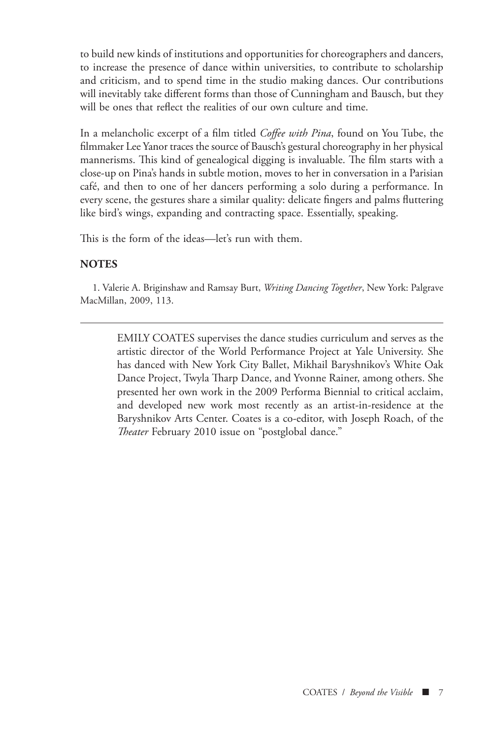to build new kinds of institutions and opportunities for choreographers and dancers, to increase the presence of dance within universities, to contribute to scholarship and criticism, and to spend time in the studio making dances. Our contributions will inevitably take different forms than those of Cunningham and Bausch, but they will be ones that reflect the realities of our own culture and time.

In a melancholic excerpt of a film titled *Coffee with Pina*, found on You Tube, the filmmaker Lee Yanor traces the source of Bausch's gestural choreography in her physical mannerisms. This kind of genealogical digging is invaluable. The film starts with a close-up on Pina's hands in subtle motion, moves to her in conversation in a Parisian café, and then to one of her dancers performing a solo during a performance. In every scene, the gestures share a similar quality: delicate fingers and palms fluttering like bird's wings, expanding and contracting space. Essentially, speaking.

This is the form of the ideas—let's run with them.

## NOTES

1. Valerie A. Briginshaw and Ramsay Burt, *Writing Dancing Together*, New York: Palgrave MacMillan, 2009, 113.

---

EMILY COATES supervises the dance studies curriculum and serves as the artistic director of the World Performance Project at Yale University. She has danced with New York City Ballet, Mikhail Baryshnikov's White Oak Dance Project, Twyla Tharp Dance, and Yvonne Rainer, among others. She presented her own work in the 2009 Performa Biennial to critical acclaim, and developed new work most recently as an artist-in-residence at the Baryshnikov Arts Center. Coates is a co-editor, with Joseph Roach, of the *Theater* February 2010 issue on "postglobal dance."